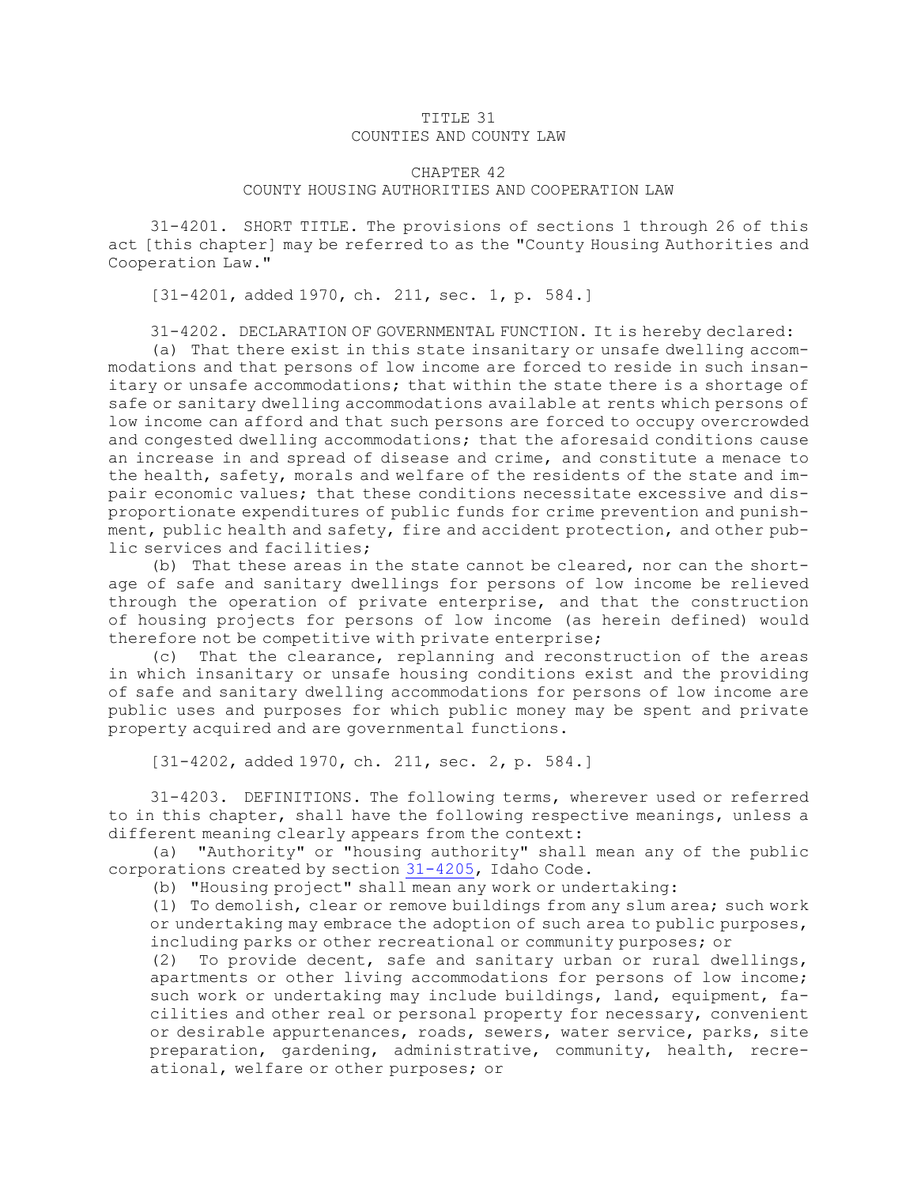# TITLE 31
# COUNTIES AND COUNTY LAW

## CHAPTER 42
## COUNTY HOUSING AUTHORITIES AND COOPERATION LAW

31-4201. SHORT TITLE. The provisions of sections 1 through 26 of this act [this chapter] may be referred to as the "County Housing Authorities and Cooperation Law."

[31-4201, added 1970, ch. 211, sec. 1, p. 584.]

31-4202. DECLARATION OF GOVERNMENTAL FUNCTION. It is hereby declared:

(a) That there exist in this state insanitary or unsafe dwelling accommodations and that persons of low income are forced to reside in such insanitary or unsafe accommodations; that within the state there is a shortage of safe or sanitary dwelling accommodations available at rents which persons of low income can afford and that such persons are forced to occupy overcrowded and congested dwelling accommodations; that the aforesaid conditions cause an increase in and spread of disease and crime, and constitute a menace to the health, safety, morals and welfare of the residents of the state and impair economic values; that these conditions necessitate excessive and disproportionate expenditures of public funds for crime prevention and punishment, public health and safety, fire and accident protection, and other public services and facilities;

(b) That these areas in the state cannot be cleared, nor can the shortage of safe and sanitary dwellings for persons of low income be relieved through the operation of private enterprise, and that the construction of housing projects for persons of low income (as herein defined) would therefore not be competitive with private enterprise;

(c) That the clearance, replanning and reconstruction of the areas in which insanitary or unsafe housing conditions exist and the providing of safe and sanitary dwelling accommodations for persons of low income are public uses and purposes for which public money may be spent and private property acquired and are governmental functions.

[31-4202, added 1970, ch. 211, sec. 2, p. 584.]

31-4203. DEFINITIONS. The following terms, wherever used or referred to in this chapter, shall have the following respective meanings, unless a different meaning clearly appears from the context:

(a) "Authority" or "housing authority" shall mean any of the public corporations created by section 31-4205, Idaho Code.

(b) "Housing project" shall mean any work or undertaking:

(1) To demolish, clear or remove buildings from any slum area; such work or undertaking may embrace the adoption of such area to public purposes, including parks or other recreational or community purposes; or

(2) To provide decent, safe and sanitary urban or rural dwellings, apartments or other living accommodations for persons of low income; such work or undertaking may include buildings, land, equipment, facilities and other real or personal property for necessary, convenient or desirable appurtenances, roads, sewers, water service, parks, site preparation, gardening, administrative, community, health, recreational, welfare or other purposes; or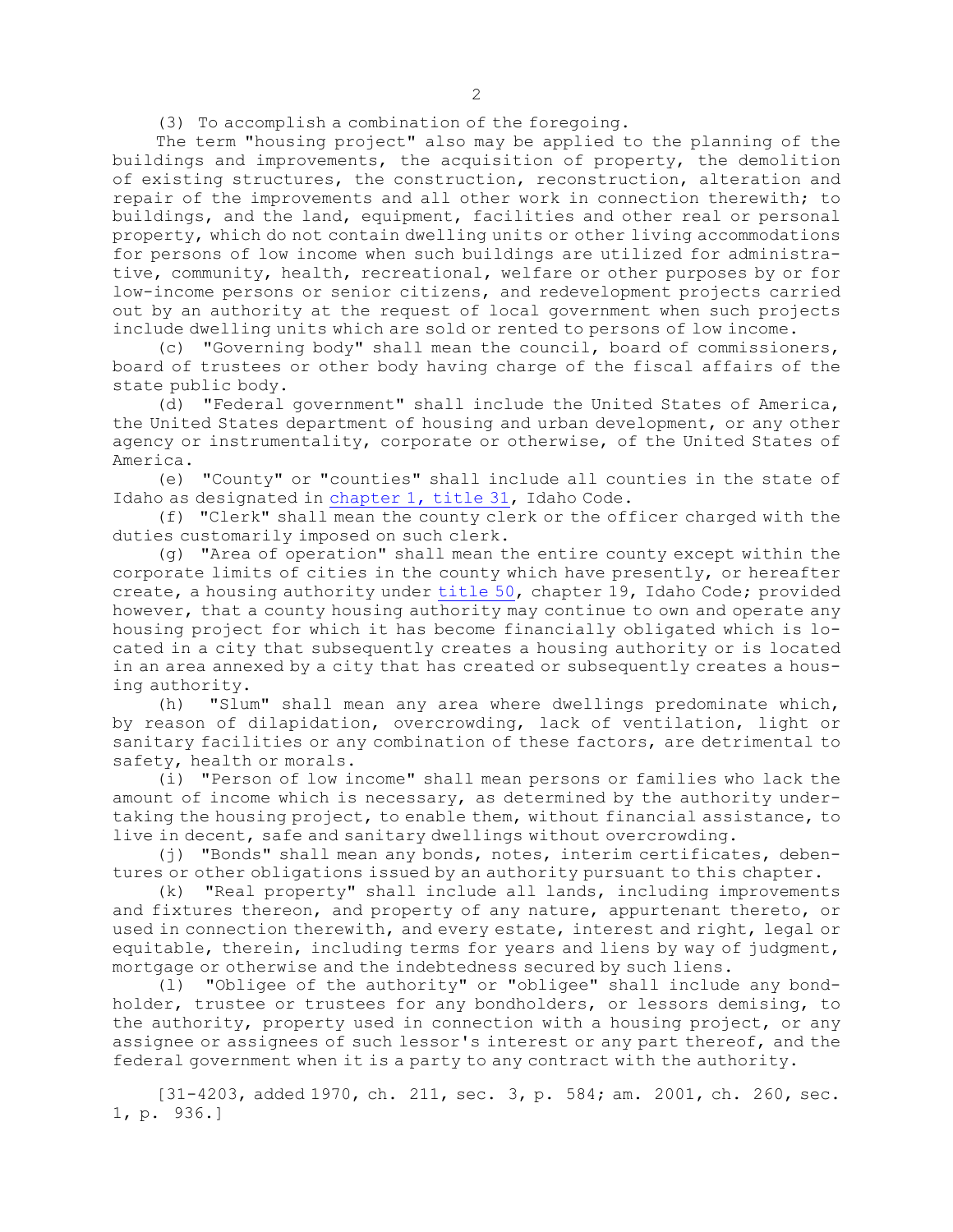(3) To accomplish a combination of the foregoing.

The term "housing project" also may be applied to the planning of the buildings and improvements, the acquisition of property, the demolition of existing structures, the construction, reconstruction, alteration and repair of the improvements and all other work in connection therewith; to buildings, and the land, equipment, facilities and other real or personal property, which do not contain dwelling units or other living accommodations for persons of low income when such buildings are utilized for administrative, community, health, recreational, welfare or other purposes by or for low-income persons or senior citizens, and redevelopment projects carried out by an authority at the request of local government when such projects include dwelling units which are sold or rented to persons of low income.

(c) "Governing body" shall mean the council, board of commissioners, board of trustees or other body having charge of the fiscal affairs of the state public body.

(d) "Federal government" shall include the United States of America, the United States department of housing and urban development, or any other agency or instrumentality, corporate or otherwise, of the United States of America.

(e) "County" or "counties" shall include all counties in the state of Idaho as designated in chapter 1, title 31, Idaho Code.

(f) "Clerk" shall mean the county clerk or the officer charged with the duties customarily imposed on such clerk.

(g) "Area of operation" shall mean the entire county except within the corporate limits of cities in the county which have presently, or hereafter create, a housing authority under title 50, chapter 19, Idaho Code; provided however, that a county housing authority may continue to own and operate any housing project for which it has become financially obligated which is located in a city that subsequently creates a housing authority or is located in an area annexed by a city that has created or subsequently creates a housing authority.

(h) "Slum" shall mean any area where dwellings predominate which, by reason of dilapidation, overcrowding, lack of ventilation, light or sanitary facilities or any combination of these factors, are detrimental to safety, health or morals.

(i) "Person of low income" shall mean persons or families who lack the amount of income which is necessary, as determined by the authority undertaking the housing project, to enable them, without financial assistance, to live in decent, safe and sanitary dwellings without overcrowding.

(j) "Bonds" shall mean any bonds, notes, interim certificates, debentures or other obligations issued by an authority pursuant to this chapter.

(k) "Real property" shall include all lands, including improvements and fixtures thereon, and property of any nature, appurtenant thereto, or used in connection therewith, and every estate, interest and right, legal or equitable, therein, including terms for years and liens by way of judgment, mortgage or otherwise and the indebtedness secured by such liens.

(l) "Obligee of the authority" or "obligee" shall include any bondholder, trustee or trustees for any bondholders, or lessors demising, to the authority, property used in connection with a housing project, or any assignee or assignees of such lessor's interest or any part thereof, and the federal government when it is a party to any contract with the authority.

[31-4203, added 1970, ch. 211, sec. 3, p. 584; am. 2001, ch. 260, sec. 1, p. 936.]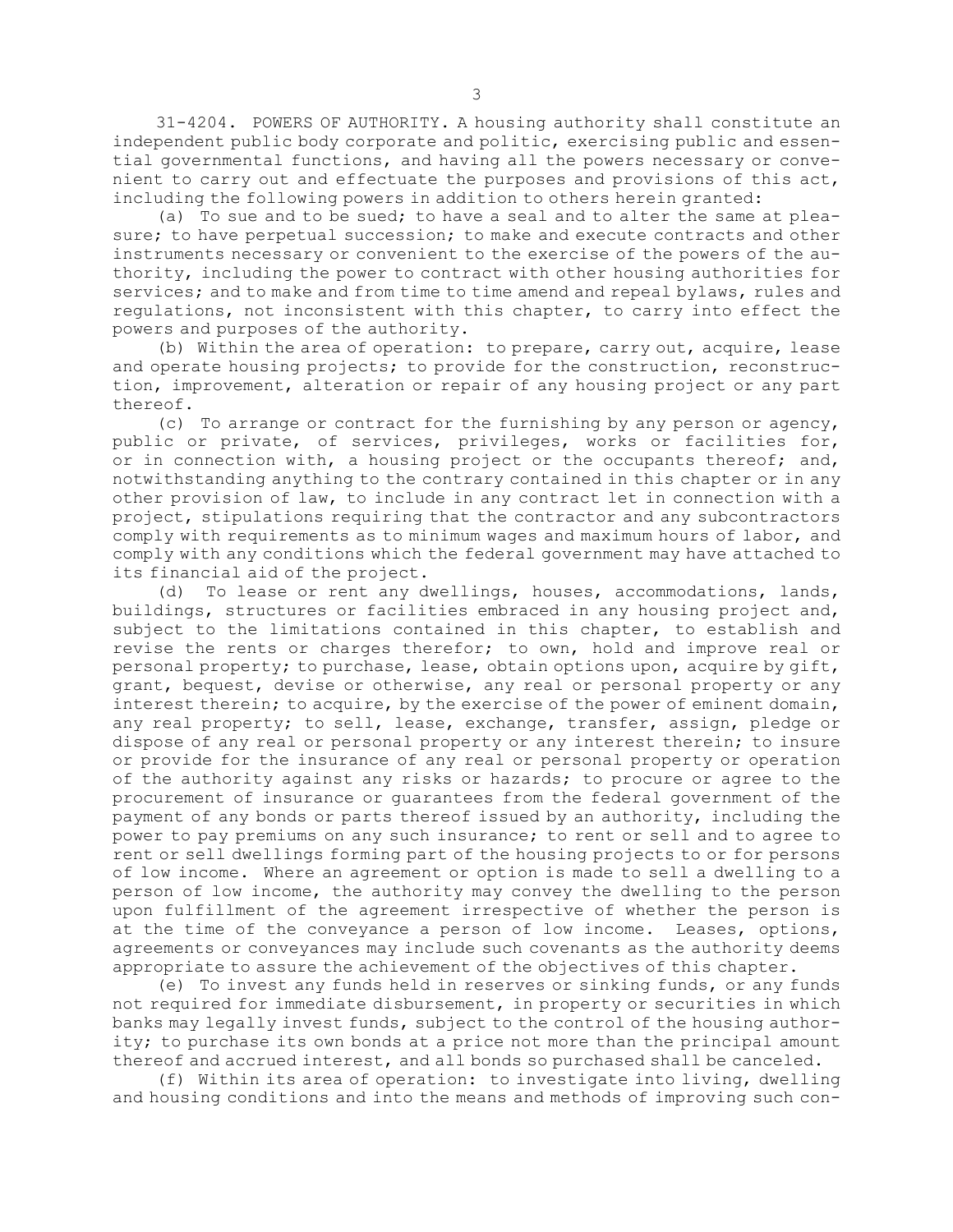31-4204. POWERS OF AUTHORITY. A housing authority shall constitute an independent public body corporate and politic, exercising public and essential governmental functions, and having all the powers necessary or convenient to carry out and effectuate the purposes and provisions of this act, including the following powers in addition to others herein granted:

(a) To sue and to be sued; to have a seal and to alter the same at pleasure; to have perpetual succession; to make and execute contracts and other instruments necessary or convenient to the exercise of the powers of the authority, including the power to contract with other housing authorities for services; and to make and from time to time amend and repeal bylaws, rules and regulations, not inconsistent with this chapter, to carry into effect the powers and purposes of the authority.

(b) Within the area of operation: to prepare, carry out, acquire, lease and operate housing projects; to provide for the construction, reconstruction, improvement, alteration or repair of any housing project or any part thereof.

(c) To arrange or contract for the furnishing by any person or agency, public or private, of services, privileges, works or facilities for, or in connection with, a housing project or the occupants thereof; and, notwithstanding anything to the contrary contained in this chapter or in any other provision of law, to include in any contract let in connection with a project, stipulations requiring that the contractor and any subcontractors comply with requirements as to minimum wages and maximum hours of labor, and comply with any conditions which the federal government may have attached to its financial aid of the project.

(d) To lease or rent any dwellings, houses, accommodations, lands, buildings, structures or facilities embraced in any housing project and, subject to the limitations contained in this chapter, to establish and revise the rents or charges therefor; to own, hold and improve real or personal property; to purchase, lease, obtain options upon, acquire by gift, grant, bequest, devise or otherwise, any real or personal property or any interest therein; to acquire, by the exercise of the power of eminent domain, any real property; to sell, lease, exchange, transfer, assign, pledge or dispose of any real or personal property or any interest therein; to insure or provide for the insurance of any real or personal property or operation of the authority against any risks or hazards; to procure or agree to the procurement of insurance or guarantees from the federal government of the payment of any bonds or parts thereof issued by an authority, including the power to pay premiums on any such insurance; to rent or sell and to agree to rent or sell dwellings forming part of the housing projects to or for persons of low income. Where an agreement or option is made to sell a dwelling to a person of low income, the authority may convey the dwelling to the person upon fulfillment of the agreement irrespective of whether the person is at the time of the conveyance a person of low income. Leases, options, agreements or conveyances may include such covenants as the authority deems appropriate to assure the achievement of the objectives of this chapter.

(e) To invest any funds held in reserves or sinking funds, or any funds not required for immediate disbursement, in property or securities in which banks may legally invest funds, subject to the control of the housing authority; to purchase its own bonds at a price not more than the principal amount thereof and accrued interest, and all bonds so purchased shall be canceled.

(f) Within its area of operation: to investigate into living, dwelling and housing conditions and into the means and methods of improving such con-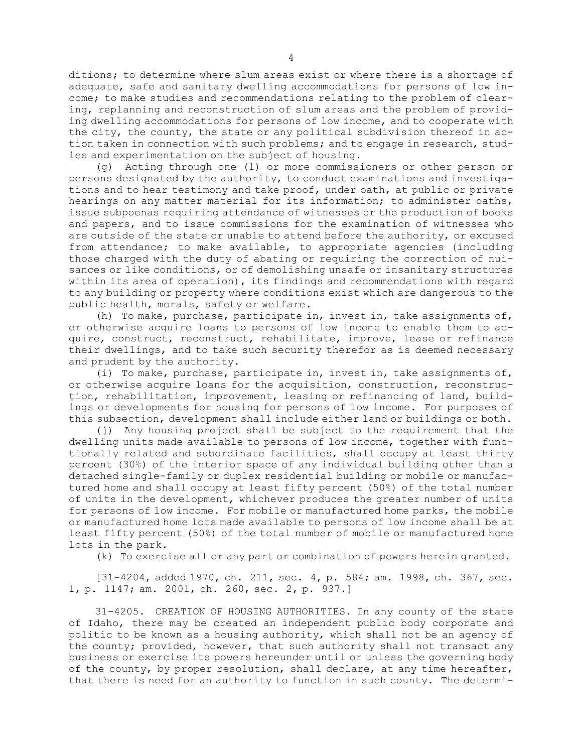ditions; to determine where slum areas exist or where there is a shortage of adequate, safe and sanitary dwelling accommodations for persons of low income; to make studies and recommendations relating to the problem of clearing, replanning and reconstruction of slum areas and the problem of providing dwelling accommodations for persons of low income, and to cooperate with the city, the county, the state or any political subdivision thereof in action taken in connection with such problems; and to engage in research, studies and experimentation on the subject of housing.

(g) Acting through one (1) or more commissioners or other person or persons designated by the authority, to conduct examinations and investigations and to hear testimony and take proof, under oath, at public or private hearings on any matter material for its information; to administer oaths, issue subpoenas requiring attendance of witnesses or the production of books and papers, and to issue commissions for the examination of witnesses who are outside of the state or unable to attend before the authority, or excused from attendance; to make available, to appropriate agencies (including those charged with the duty of abating or requiring the correction of nuisances or like conditions, or of demolishing unsafe or insanitary structures within its area of operation), its findings and recommendations with regard to any building or property where conditions exist which are dangerous to the public health, morals, safety or welfare.

(h) To make, purchase, participate in, invest in, take assignments of, or otherwise acquire loans to persons of low income to enable them to acquire, construct, reconstruct, rehabilitate, improve, lease or refinance their dwellings, and to take such security therefor as is deemed necessary and prudent by the authority.

(i) To make, purchase, participate in, invest in, take assignments of, or otherwise acquire loans for the acquisition, construction, reconstruction, rehabilitation, improvement, leasing or refinancing of land, buildings or developments for housing for persons of low income. For purposes of this subsection, development shall include either land or buildings or both.

(j) Any housing project shall be subject to the requirement that the dwelling units made available to persons of low income, together with functionally related and subordinate facilities, shall occupy at least thirty percent (30%) of the interior space of any individual building other than a detached single-family or duplex residential building or mobile or manufactured home and shall occupy at least fifty percent (50%) of the total number of units in the development, whichever produces the greater number of units for persons of low income. For mobile or manufactured home parks, the mobile or manufactured home lots made available to persons of low income shall be at least fifty percent (50%) of the total number of mobile or manufactured home lots in the park.

(k) To exercise all or any part or combination of powers herein granted.

[31-4204, added 1970, ch. 211, sec. 4, p. 584; am. 1998, ch. 367, sec. 1, p. 1147; am. 2001, ch. 260, sec. 2, p. 937.]

31-4205. CREATION OF HOUSING AUTHORITIES. In any county of the state of Idaho, there may be created an independent public body corporate and politic to be known as a housing authority, which shall not be an agency of the county; provided, however, that such authority shall not transact any business or exercise its powers hereunder until or unless the governing body of the county, by proper resolution, shall declare, at any time hereafter, that there is need for an authority to function in such county. The determi-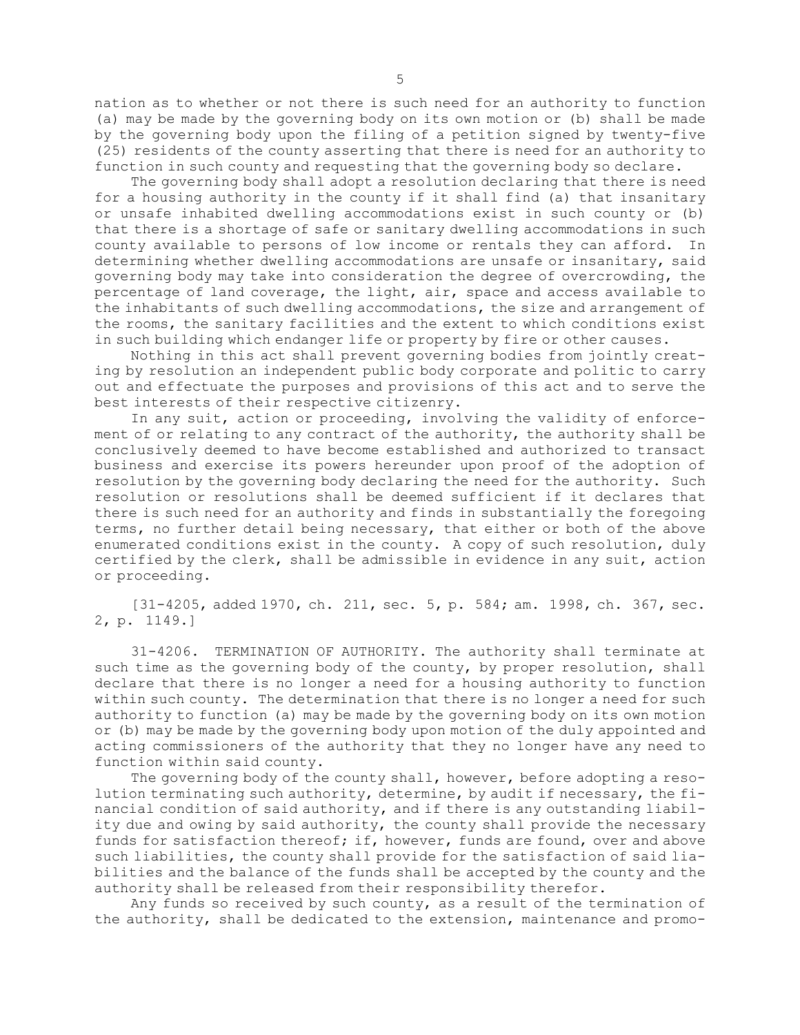nation as to whether or not there is such need for an authority to function (a) may be made by the governing body on its own motion or (b) shall be made by the governing body upon the filing of a petition signed by twenty-five (25) residents of the county asserting that there is need for an authority to function in such county and requesting that the governing body so declare.

The governing body shall adopt a resolution declaring that there is need for a housing authority in the county if it shall find (a) that insanitary or unsafe inhabited dwelling accommodations exist in such county or (b) that there is a shortage of safe or sanitary dwelling accommodations in such county available to persons of low income or rentals they can afford. In determining whether dwelling accommodations are unsafe or insanitary, said governing body may take into consideration the degree of overcrowding, the percentage of land coverage, the light, air, space and access available to the inhabitants of such dwelling accommodations, the size and arrangement of the rooms, the sanitary facilities and the extent to which conditions exist in such building which endanger life or property by fire or other causes.

Nothing in this act shall prevent governing bodies from jointly creating by resolution an independent public body corporate and politic to carry out and effectuate the purposes and provisions of this act and to serve the best interests of their respective citizenry.

In any suit, action or proceeding, involving the validity of enforcement of or relating to any contract of the authority, the authority shall be conclusively deemed to have become established and authorized to transact business and exercise its powers hereunder upon proof of the adoption of resolution by the governing body declaring the need for the authority. Such resolution or resolutions shall be deemed sufficient if it declares that there is such need for an authority and finds in substantially the foregoing terms, no further detail being necessary, that either or both of the above enumerated conditions exist in the county. A copy of such resolution, duly certified by the clerk, shall be admissible in evidence in any suit, action or proceeding.

[31-4205, added 1970, ch. 211, sec. 5, p. 584; am. 1998, ch. 367, sec. 2, p. 1149.]

31-4206. TERMINATION OF AUTHORITY. The authority shall terminate at such time as the governing body of the county, by proper resolution, shall declare that there is no longer a need for a housing authority to function within such county. The determination that there is no longer a need for such authority to function (a) may be made by the governing body on its own motion or (b) may be made by the governing body upon motion of the duly appointed and acting commissioners of the authority that they no longer have any need to function within said county.

The governing body of the county shall, however, before adopting a resolution terminating such authority, determine, by audit if necessary, the financial condition of said authority, and if there is any outstanding liability due and owing by said authority, the county shall provide the necessary funds for satisfaction thereof; if, however, funds are found, over and above such liabilities, the county shall provide for the satisfaction of said liabilities and the balance of the funds shall be accepted by the county and the authority shall be released from their responsibility therefor.

Any funds so received by such county, as a result of the termination of the authority, shall be dedicated to the extension, maintenance and promo-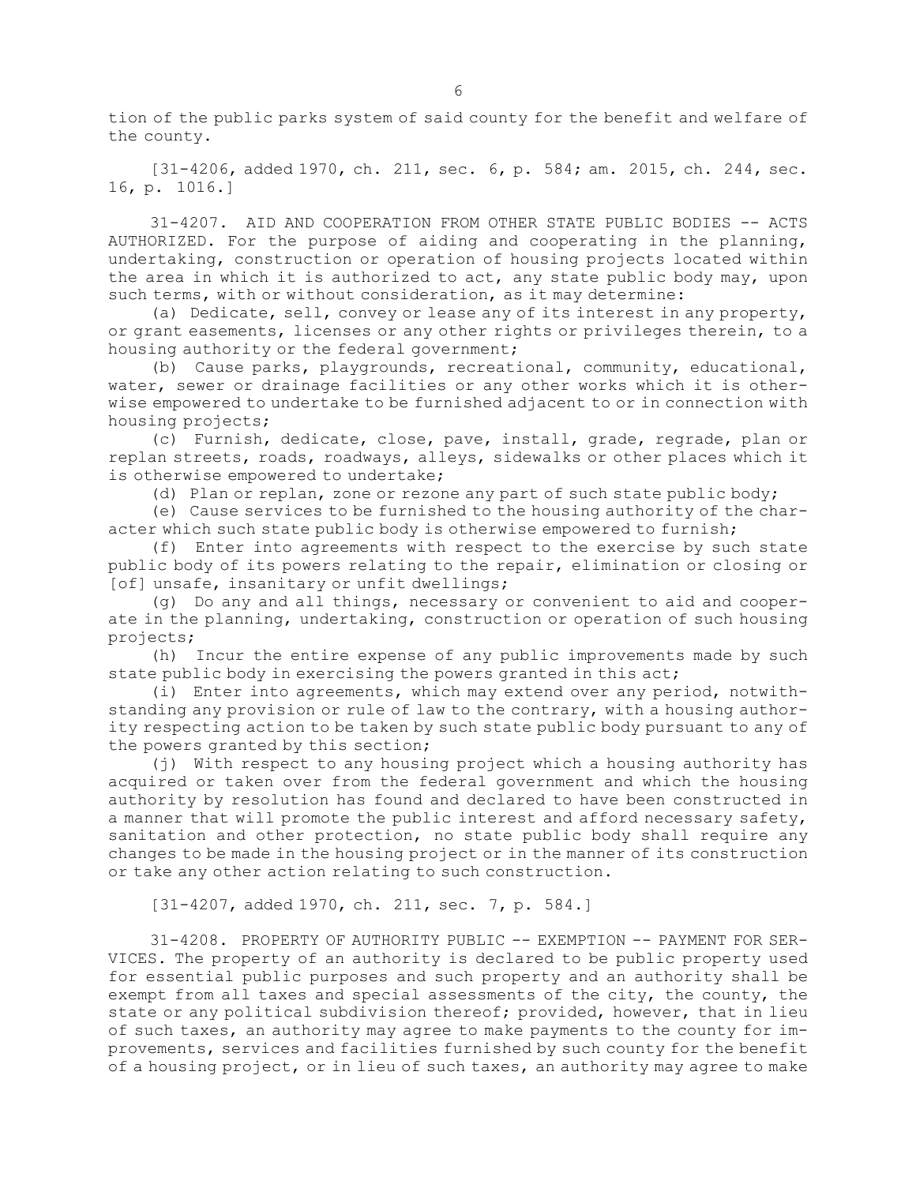tion of the public parks system of said county for the benefit and welfare of the county.

[31-4206, added 1970, ch. 211, sec. 6, p. 584; am. 2015, ch. 244, sec. 16, p. 1016.]

31-4207. AID AND COOPERATION FROM OTHER STATE PUBLIC BODIES -- ACTS AUTHORIZED. For the purpose of aiding and cooperating in the planning, undertaking, construction or operation of housing projects located within the area in which it is authorized to act, any state public body may, upon such terms, with or without consideration, as it may determine:

(a) Dedicate, sell, convey or lease any of its interest in any property, or grant easements, licenses or any other rights or privileges therein, to a housing authority or the federal government;

(b) Cause parks, playgrounds, recreational, community, educational, water, sewer or drainage facilities or any other works which it is otherwise empowered to undertake to be furnished adjacent to or in connection with housing projects;

(c) Furnish, dedicate, close, pave, install, grade, regrade, plan or replan streets, roads, roadways, alleys, sidewalks or other places which it is otherwise empowered to undertake;

(d) Plan or replan, zone or rezone any part of such state public body;

(e) Cause services to be furnished to the housing authority of the character which such state public body is otherwise empowered to furnish;

(f) Enter into agreements with respect to the exercise by such state public body of its powers relating to the repair, elimination or closing or [of] unsafe, insanitary or unfit dwellings;

(g) Do any and all things, necessary or convenient to aid and cooperate in the planning, undertaking, construction or operation of such housing projects;

(h) Incur the entire expense of any public improvements made by such state public body in exercising the powers granted in this act;

(i) Enter into agreements, which may extend over any period, notwithstanding any provision or rule of law to the contrary, with a housing authority respecting action to be taken by such state public body pursuant to any of the powers granted by this section;

(j) With respect to any housing project which a housing authority has acquired or taken over from the federal government and which the housing authority by resolution has found and declared to have been constructed in a manner that will promote the public interest and afford necessary safety, sanitation and other protection, no state public body shall require any changes to be made in the housing project or in the manner of its construction or take any other action relating to such construction.

[31-4207, added 1970, ch. 211, sec. 7, p. 584.]

31-4208. PROPERTY OF AUTHORITY PUBLIC -- EXEMPTION -- PAYMENT FOR SERVICES. The property of an authority is declared to be public property used for essential public purposes and such property and an authority shall be exempt from all taxes and special assessments of the city, the county, the state or any political subdivision thereof; provided, however, that in lieu of such taxes, an authority may agree to make payments to the county for improvements, services and facilities furnished by such county for the benefit of a housing project, or in lieu of such taxes, an authority may agree to make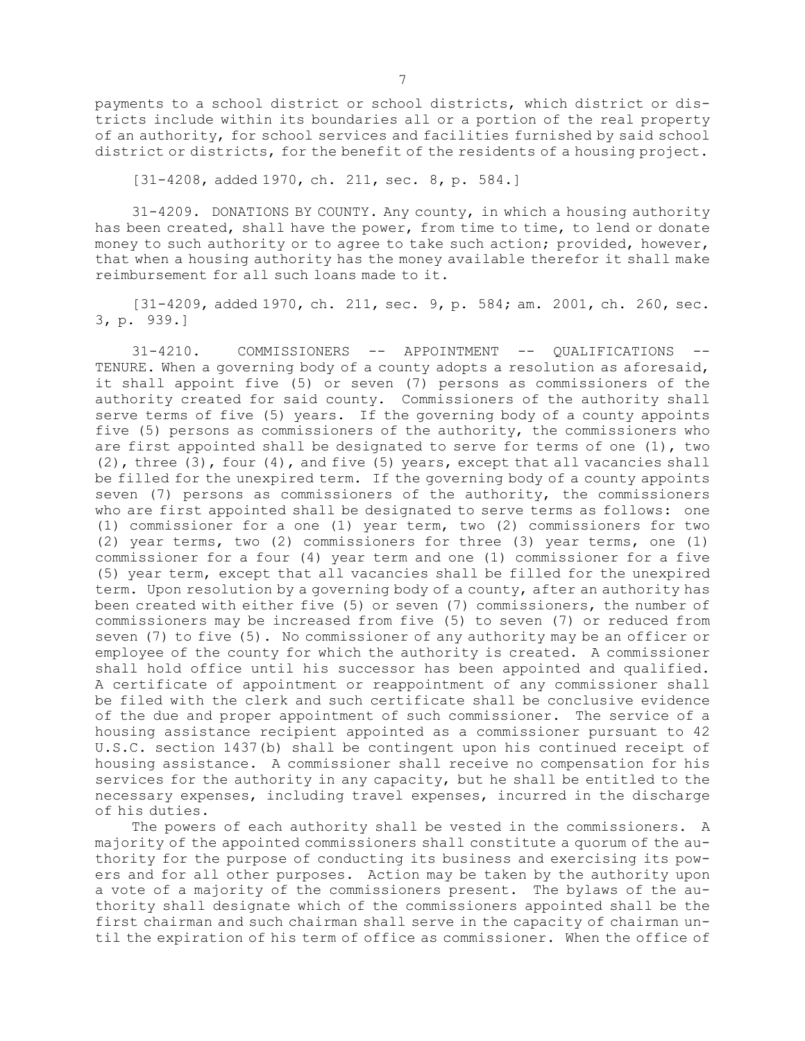payments to a school district or school districts, which district or districts include within its boundaries all or a portion of the real property of an authority, for school services and facilities furnished by said school district or districts, for the benefit of the residents of a housing project.

[31-4208, added 1970, ch. 211, sec. 8, p. 584.]

31-4209. DONATIONS BY COUNTY. Any county, in which a housing authority has been created, shall have the power, from time to time, to lend or donate money to such authority or to agree to take such action; provided, however, that when a housing authority has the money available therefor it shall make reimbursement for all such loans made to it.

[31-4209, added 1970, ch. 211, sec. 9, p. 584; am. 2001, ch. 260, sec. 3, p. 939.]

31-4210. COMMISSIONERS -- APPOINTMENT -- QUALIFICATIONS -- TENURE. When a governing body of a county adopts a resolution as aforesaid, it shall appoint five (5) or seven (7) persons as commissioners of the authority created for said county. Commissioners of the authority shall serve terms of five (5) years. If the governing body of a county appoints five (5) persons as commissioners of the authority, the commissioners who are first appointed shall be designated to serve for terms of one (1), two (2), three (3), four (4), and five (5) years, except that all vacancies shall be filled for the unexpired term. If the governing body of a county appoints seven (7) persons as commissioners of the authority, the commissioners who are first appointed shall be designated to serve terms as follows: one (1) commissioner for a one (1) year term, two (2) commissioners for two (2) year terms, two (2) commissioners for three (3) year terms, one (1) commissioner for a four (4) year term and one (1) commissioner for a five (5) year term, except that all vacancies shall be filled for the unexpired term. Upon resolution by a governing body of a county, after an authority has been created with either five (5) or seven (7) commissioners, the number of commissioners may be increased from five (5) to seven (7) or reduced from seven (7) to five (5). No commissioner of any authority may be an officer or employee of the county for which the authority is created. A commissioner shall hold office until his successor has been appointed and qualified. A certificate of appointment or reappointment of any commissioner shall be filed with the clerk and such certificate shall be conclusive evidence of the due and proper appointment of such commissioner. The service of a housing assistance recipient appointed as a commissioner pursuant to 42 U.S.C. section 1437(b) shall be contingent upon his continued receipt of housing assistance. A commissioner shall receive no compensation for his services for the authority in any capacity, but he shall be entitled to the necessary expenses, including travel expenses, incurred in the discharge of his duties.

The powers of each authority shall be vested in the commissioners. A majority of the appointed commissioners shall constitute a quorum of the authority for the purpose of conducting its business and exercising its powers and for all other purposes. Action may be taken by the authority upon a vote of a majority of the commissioners present. The bylaws of the authority shall designate which of the commissioners appointed shall be the first chairman and such chairman shall serve in the capacity of chairman until the expiration of his term of office as commissioner. When the office of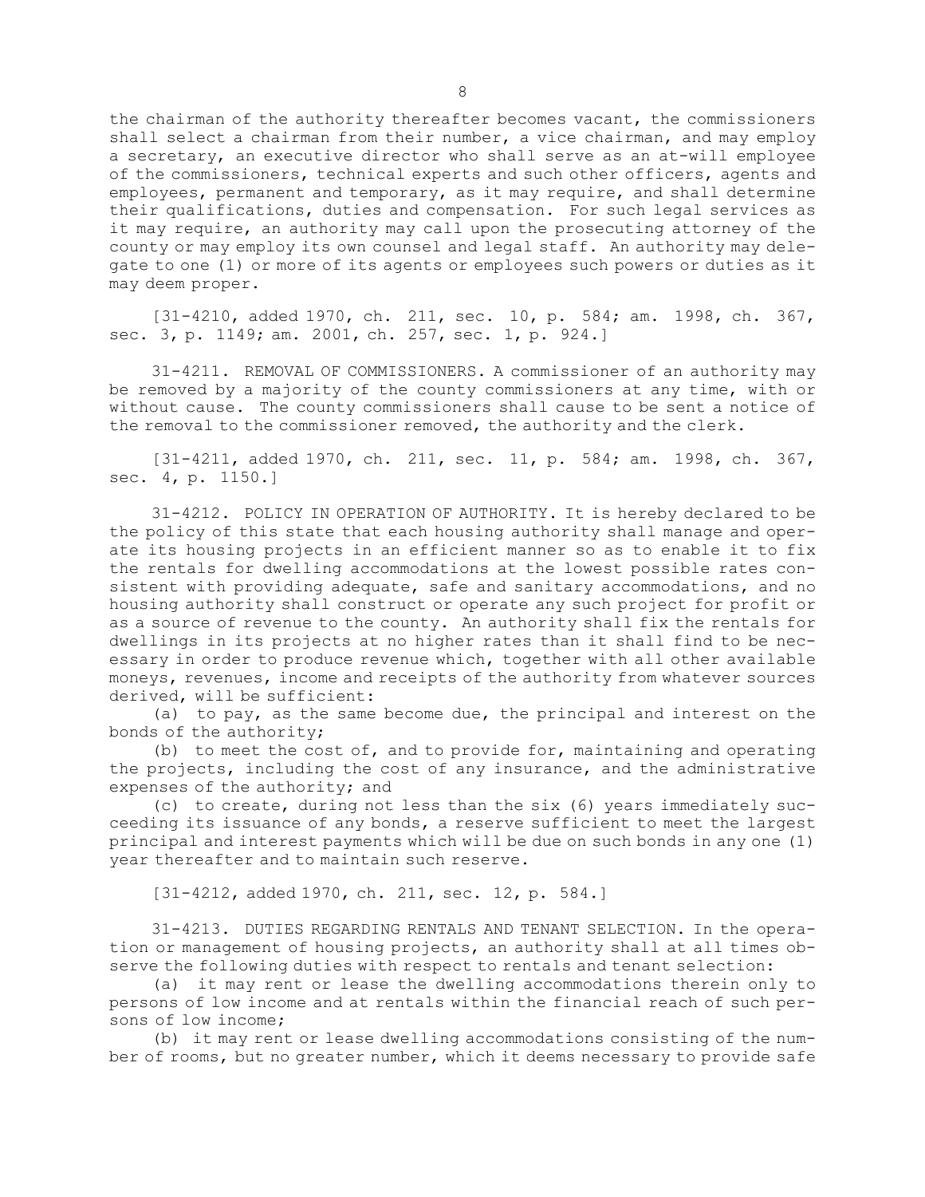the chairman of the authority thereafter becomes vacant, the commissioners shall select a chairman from their number, a vice chairman, and may employ a secretary, an executive director who shall serve as an at-will employee of the commissioners, technical experts and such other officers, agents and employees, permanent and temporary, as it may require, and shall determine their qualifications, duties and compensation. For such legal services as it may require, an authority may call upon the prosecuting attorney of the county or may employ its own counsel and legal staff. An authority may delegate to one (1) or more of its agents or employees such powers or duties as it may deem proper.

[31-4210, added 1970, ch. 211, sec. 10, p. 584; am. 1998, ch. 367, sec. 3, p. 1149; am. 2001, ch. 257, sec. 1, p. 924.]

31-4211. REMOVAL OF COMMISSIONERS. A commissioner of an authority may be removed by a majority of the county commissioners at any time, with or without cause. The county commissioners shall cause to be sent a notice of the removal to the commissioner removed, the authority and the clerk.

[31-4211, added 1970, ch. 211, sec. 11, p. 584; am. 1998, ch. 367, sec. 4, p. 1150.]

31-4212. POLICY IN OPERATION OF AUTHORITY. It is hereby declared to be the policy of this state that each housing authority shall manage and operate its housing projects in an efficient manner so as to enable it to fix the rentals for dwelling accommodations at the lowest possible rates consistent with providing adequate, safe and sanitary accommodations, and no housing authority shall construct or operate any such project for profit or as a source of revenue to the county. An authority shall fix the rentals for dwellings in its projects at no higher rates than it shall find to be necessary in order to produce revenue which, together with all other available moneys, revenues, income and receipts of the authority from whatever sources derived, will be sufficient:

(a) to pay, as the same become due, the principal and interest on the bonds of the authority;

(b) to meet the cost of, and to provide for, maintaining and operating the projects, including the cost of any insurance, and the administrative expenses of the authority; and

(c) to create, during not less than the six (6) years immediately succeeding its issuance of any bonds, a reserve sufficient to meet the largest principal and interest payments which will be due on such bonds in any one (1) year thereafter and to maintain such reserve.

[31-4212, added 1970, ch. 211, sec. 12, p. 584.]

31-4213. DUTIES REGARDING RENTALS AND TENANT SELECTION. In the operation or management of housing projects, an authority shall at all times observe the following duties with respect to rentals and tenant selection:

(a) it may rent or lease the dwelling accommodations therein only to persons of low income and at rentals within the financial reach of such persons of low income;

(b) it may rent or lease dwelling accommodations consisting of the number of rooms, but no greater number, which it deems necessary to provide safe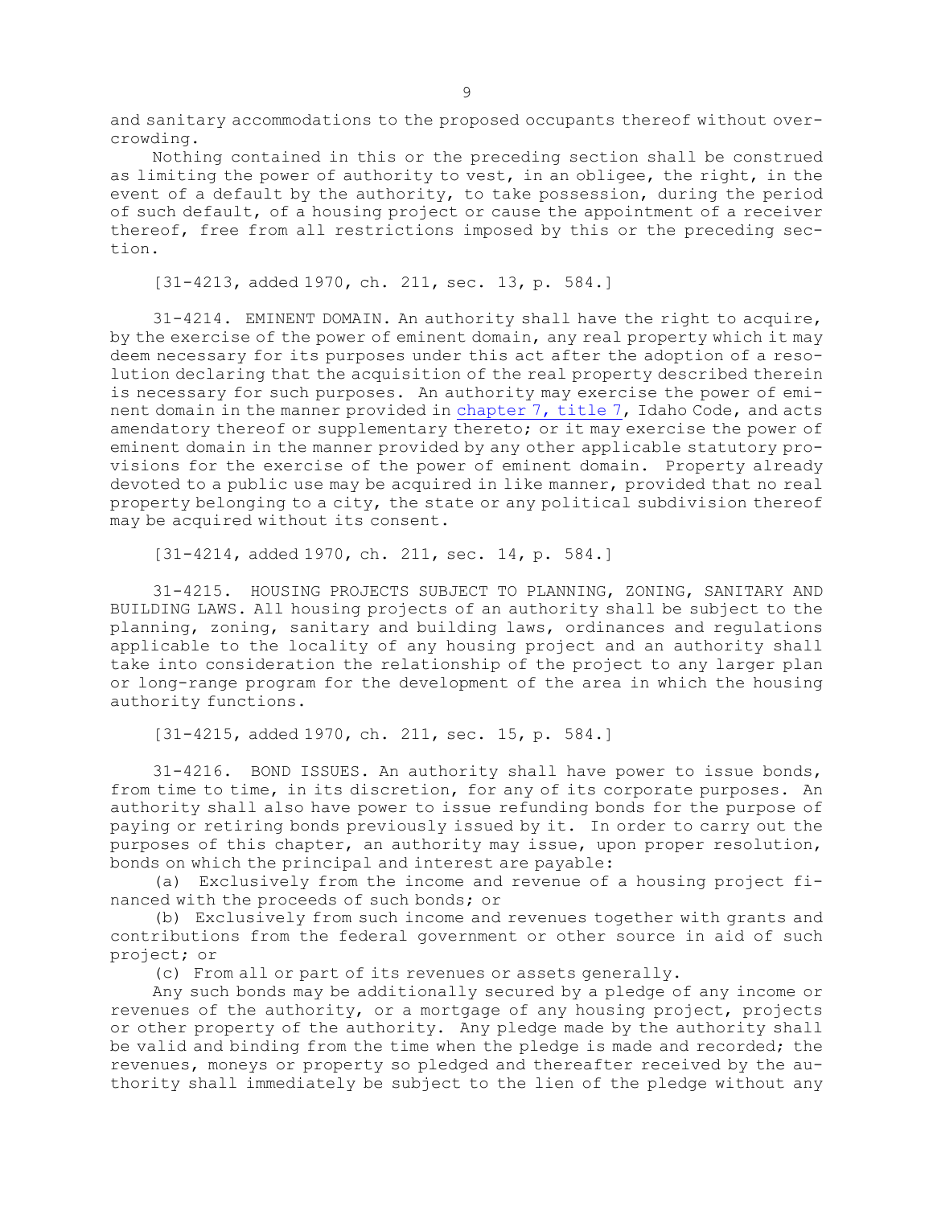and sanitary accommodations to the proposed occupants thereof without overcrowding.

Nothing contained in this or the preceding section shall be construed as limiting the power of authority to vest, in an obligee, the right, in the event of a default by the authority, to take possession, during the period of such default, of a housing project or cause the appointment of a receiver thereof, free from all restrictions imposed by this or the preceding section.

[31-4213, added 1970, ch. 211, sec. 13, p. 584.]

31-4214. EMINENT DOMAIN. An authority shall have the right to acquire, by the exercise of the power of eminent domain, any real property which it may deem necessary for its purposes under this act after the adoption of a resolution declaring that the acquisition of the real property described therein is necessary for such purposes. An authority may exercise the power of eminent domain in the manner provided in chapter 7, title 7, Idaho Code, and acts amendatory thereof or supplementary thereto; or it may exercise the power of eminent domain in the manner provided by any other applicable statutory provisions for the exercise of the power of eminent domain. Property already devoted to a public use may be acquired in like manner, provided that no real property belonging to a city, the state or any political subdivision thereof may be acquired without its consent.

[31-4214, added 1970, ch. 211, sec. 14, p. 584.]

31-4215. HOUSING PROJECTS SUBJECT TO PLANNING, ZONING, SANITARY AND BUILDING LAWS. All housing projects of an authority shall be subject to the planning, zoning, sanitary and building laws, ordinances and regulations applicable to the locality of any housing project and an authority shall take into consideration the relationship of the project to any larger plan or long-range program for the development of the area in which the housing authority functions.

[31-4215, added 1970, ch. 211, sec. 15, p. 584.]

31-4216. BOND ISSUES. An authority shall have power to issue bonds, from time to time, in its discretion, for any of its corporate purposes. An authority shall also have power to issue refunding bonds for the purpose of paying or retiring bonds previously issued by it. In order to carry out the purposes of this chapter, an authority may issue, upon proper resolution, bonds on which the principal and interest are payable:

(a) Exclusively from the income and revenue of a housing project financed with the proceeds of such bonds; or

(b) Exclusively from such income and revenues together with grants and contributions from the federal government or other source in aid of such project; or

(c) From all or part of its revenues or assets generally.

Any such bonds may be additionally secured by a pledge of any income or revenues of the authority, or a mortgage of any housing project, projects or other property of the authority. Any pledge made by the authority shall be valid and binding from the time when the pledge is made and recorded; the revenues, moneys or property so pledged and thereafter received by the authority shall immediately be subject to the lien of the pledge without any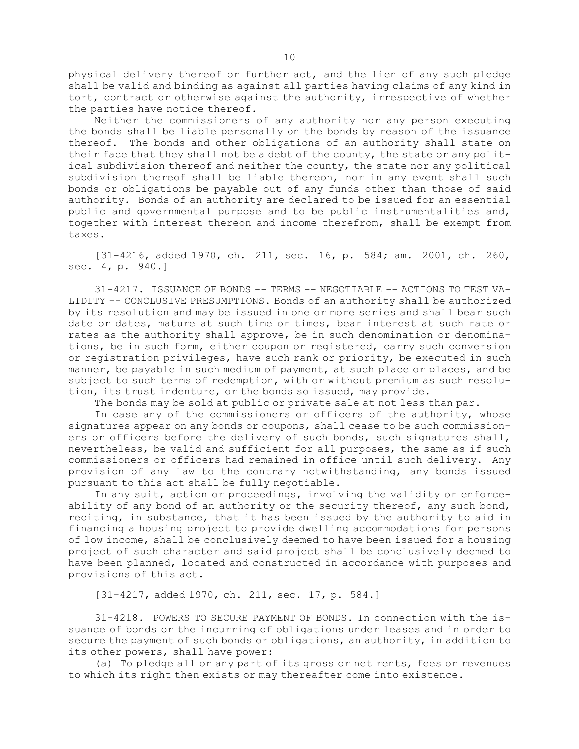physical delivery thereof or further act, and the lien of any such pledge shall be valid and binding as against all parties having claims of any kind in tort, contract or otherwise against the authority, irrespective of whether the parties have notice thereof.

Neither the commissioners of any authority nor any person executing the bonds shall be liable personally on the bonds by reason of the issuance thereof. The bonds and other obligations of an authority shall state on their face that they shall not be a debt of the county, the state or any political subdivision thereof and neither the county, the state nor any political subdivision thereof shall be liable thereon, nor in any event shall such bonds or obligations be payable out of any funds other than those of said authority. Bonds of an authority are declared to be issued for an essential public and governmental purpose and to be public instrumentalities and, together with interest thereon and income therefrom, shall be exempt from taxes.

[31-4216, added 1970, ch. 211, sec. 16, p. 584; am. 2001, ch. 260, sec. 4, p. 940.]

31-4217. ISSUANCE OF BONDS -- TERMS -- NEGOTIABLE -- ACTIONS TO TEST VALIDITY -- CONCLUSIVE PRESUMPTIONS. Bonds of an authority shall be authorized by its resolution and may be issued in one or more series and shall bear such date or dates, mature at such time or times, bear interest at such rate or rates as the authority shall approve, be in such denomination or denominations, be in such form, either coupon or registered, carry such conversion or registration privileges, have such rank or priority, be executed in such manner, be payable in such medium of payment, at such place or places, and be subject to such terms of redemption, with or without premium as such resolution, its trust indenture, or the bonds so issued, may provide.

The bonds may be sold at public or private sale at not less than par.

In case any of the commissioners or officers of the authority, whose signatures appear on any bonds or coupons, shall cease to be such commissioners or officers before the delivery of such bonds, such signatures shall, nevertheless, be valid and sufficient for all purposes, the same as if such commissioners or officers had remained in office until such delivery. Any provision of any law to the contrary notwithstanding, any bonds issued pursuant to this act shall be fully negotiable.

In any suit, action or proceedings, involving the validity or enforceability of any bond of an authority or the security thereof, any such bond, reciting, in substance, that it has been issued by the authority to aid in financing a housing project to provide dwelling accommodations for persons of low income, shall be conclusively deemed to have been issued for a housing project of such character and said project shall be conclusively deemed to have been planned, located and constructed in accordance with purposes and provisions of this act.

[31-4217, added 1970, ch. 211, sec. 17, p. 584.]

31-4218. POWERS TO SECURE PAYMENT OF BONDS. In connection with the issuance of bonds or the incurring of obligations under leases and in order to secure the payment of such bonds or obligations, an authority, in addition to its other powers, shall have power:

(a) To pledge all or any part of its gross or net rents, fees or revenues to which its right then exists or may thereafter come into existence.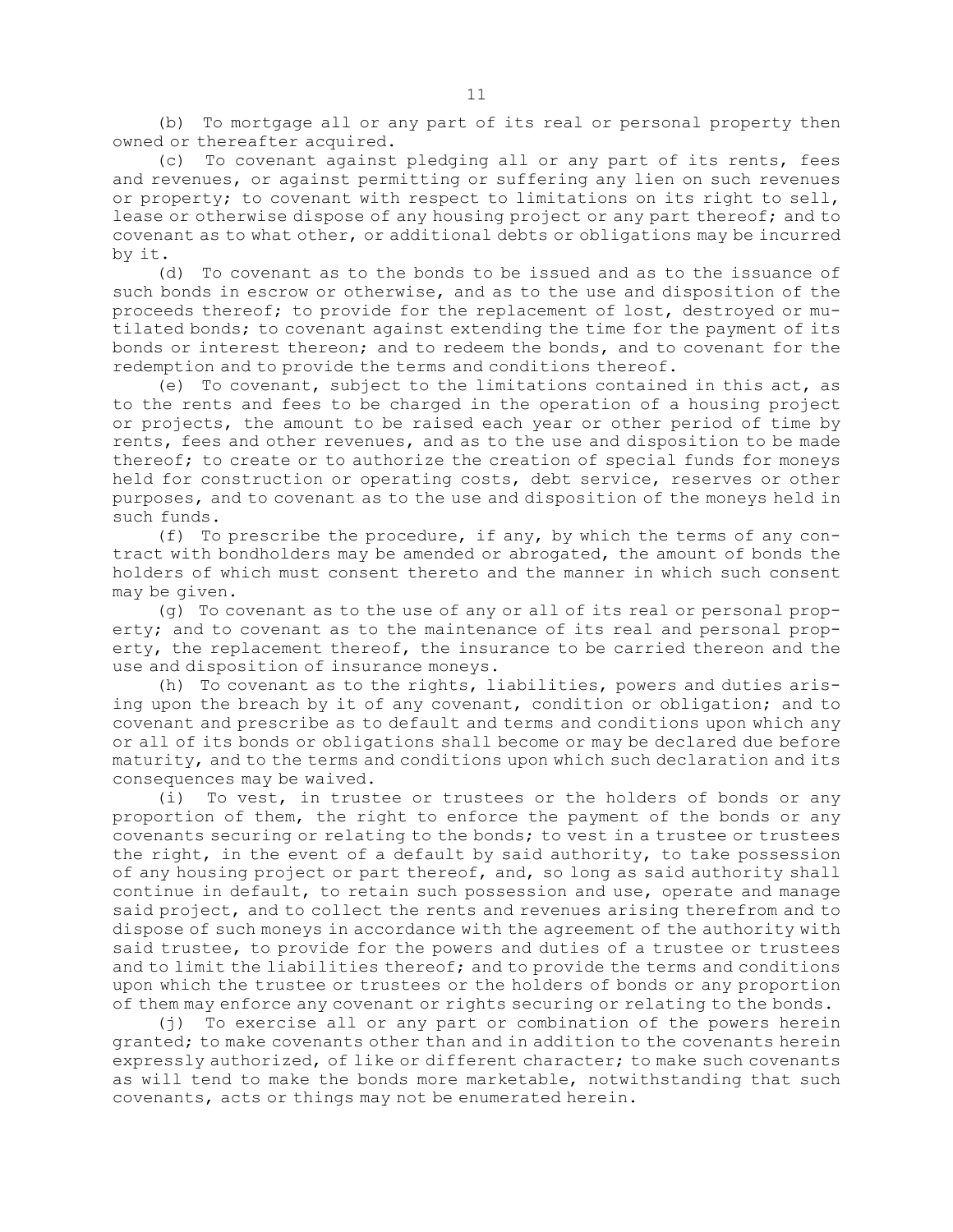(b) To mortgage all or any part of its real or personal property then owned or thereafter acquired.

(c) To covenant against pledging all or any part of its rents, fees and revenues, or against permitting or suffering any lien on such revenues or property; to covenant with respect to limitations on its right to sell, lease or otherwise dispose of any housing project or any part thereof; and to covenant as to what other, or additional debts or obligations may be incurred by it.

(d) To covenant as to the bonds to be issued and as to the issuance of such bonds in escrow or otherwise, and as to the use and disposition of the proceeds thereof; to provide for the replacement of lost, destroyed or mutilated bonds; to covenant against extending the time for the payment of its bonds or interest thereon; and to redeem the bonds, and to covenant for the redemption and to provide the terms and conditions thereof.

(e) To covenant, subject to the limitations contained in this act, as to the rents and fees to be charged in the operation of a housing project or projects, the amount to be raised each year or other period of time by rents, fees and other revenues, and as to the use and disposition to be made thereof; to create or to authorize the creation of special funds for moneys held for construction or operating costs, debt service, reserves or other purposes, and to covenant as to the use and disposition of the moneys held in such funds.

(f) To prescribe the procedure, if any, by which the terms of any contract with bondholders may be amended or abrogated, the amount of bonds the holders of which must consent thereto and the manner in which such consent may be given.

(g) To covenant as to the use of any or all of its real or personal property; and to covenant as to the maintenance of its real and personal property, the replacement thereof, the insurance to be carried thereon and the use and disposition of insurance moneys.

(h) To covenant as to the rights, liabilities, powers and duties arising upon the breach by it of any covenant, condition or obligation; and to covenant and prescribe as to default and terms and conditions upon which any or all of its bonds or obligations shall become or may be declared due before maturity, and to the terms and conditions upon which such declaration and its consequences may be waived.

(i) To vest, in trustee or trustees or the holders of bonds or any proportion of them, the right to enforce the payment of the bonds or any covenants securing or relating to the bonds; to vest in a trustee or trustees the right, in the event of a default by said authority, to take possession of any housing project or part thereof, and, so long as said authority shall continue in default, to retain such possession and use, operate and manage said project, and to collect the rents and revenues arising therefrom and to dispose of such moneys in accordance with the agreement of the authority with said trustee, to provide for the powers and duties of a trustee or trustees and to limit the liabilities thereof; and to provide the terms and conditions upon which the trustee or trustees or the holders of bonds or any proportion of them may enforce any covenant or rights securing or relating to the bonds.

(j) To exercise all or any part or combination of the powers herein granted; to make covenants other than and in addition to the covenants herein expressly authorized, of like or different character; to make such covenants as will tend to make the bonds more marketable, notwithstanding that such covenants, acts or things may not be enumerated herein.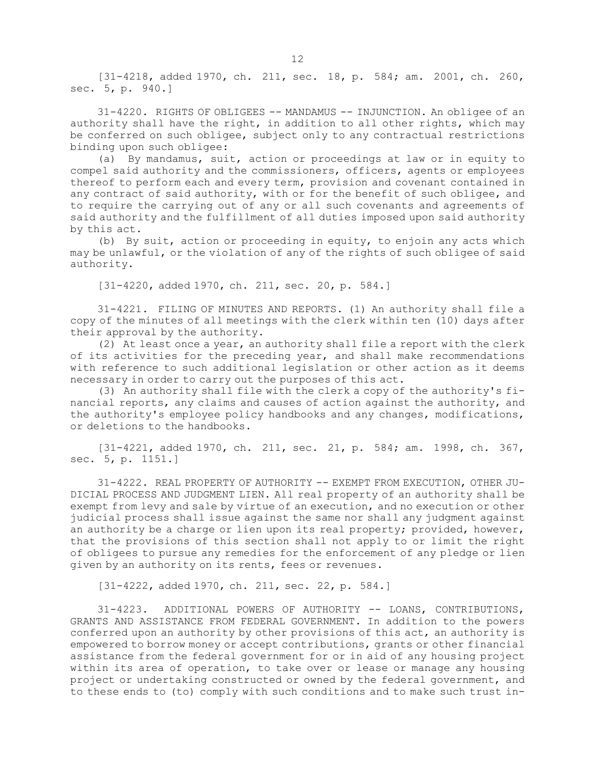[31-4218, added 1970, ch. 211, sec. 18, p. 584; am. 2001, ch. 260, sec. 5, p. 940.]

31-4220. RIGHTS OF OBLIGEES -- MANDAMUS -- INJUNCTION. An obligee of an authority shall have the right, in addition to all other rights, which may be conferred on such obligee, subject only to any contractual restrictions binding upon such obligee:

(a) By mandamus, suit, action or proceedings at law or in equity to compel said authority and the commissioners, officers, agents or employees thereof to perform each and every term, provision and covenant contained in any contract of said authority, with or for the benefit of such obligee, and to require the carrying out of any or all such covenants and agreements of said authority and the fulfillment of all duties imposed upon said authority by this act.

(b) By suit, action or proceeding in equity, to enjoin any acts which may be unlawful, or the violation of any of the rights of such obligee of said authority.

[31-4220, added 1970, ch. 211, sec. 20, p. 584.]

31-4221. FILING OF MINUTES AND REPORTS. (1) An authority shall file a copy of the minutes of all meetings with the clerk within ten (10) days after their approval by the authority.

(2) At least once a year, an authority shall file a report with the clerk of its activities for the preceding year, and shall make recommendations with reference to such additional legislation or other action as it deems necessary in order to carry out the purposes of this act.

(3) An authority shall file with the clerk a copy of the authority's financial reports, any claims and causes of action against the authority, and the authority's employee policy handbooks and any changes, modifications, or deletions to the handbooks.

[31-4221, added 1970, ch. 211, sec. 21, p. 584; am. 1998, ch. 367, sec. 5, p. 1151.]

31-4222. REAL PROPERTY OF AUTHORITY -- EXEMPT FROM EXECUTION, OTHER JUDICIAL PROCESS AND JUDGMENT LIEN. All real property of an authority shall be exempt from levy and sale by virtue of an execution, and no execution or other judicial process shall issue against the same nor shall any judgment against an authority be a charge or lien upon its real property; provided, however, that the provisions of this section shall not apply to or limit the right of obligees to pursue any remedies for the enforcement of any pledge or lien given by an authority on its rents, fees or revenues.

[31-4222, added 1970, ch. 211, sec. 22, p. 584.]

31-4223. ADDITIONAL POWERS OF AUTHORITY -- LOANS, CONTRIBUTIONS, GRANTS AND ASSISTANCE FROM FEDERAL GOVERNMENT. In addition to the powers conferred upon an authority by other provisions of this act, an authority is empowered to borrow money or accept contributions, grants or other financial assistance from the federal government for or in aid of any housing project within its area of operation, to take over or lease or manage any housing project or undertaking constructed or owned by the federal government, and to these ends to (to) comply with such conditions and to make such trust in-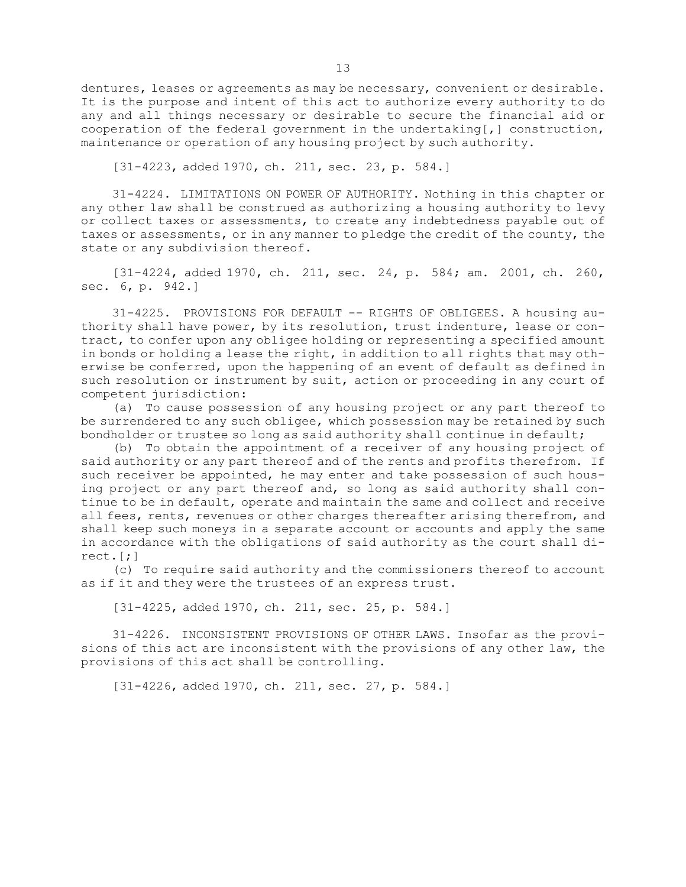dentures, leases or agreements as may be necessary, convenient or desirable. It is the purpose and intent of this act to authorize every authority to do any and all things necessary or desirable to secure the financial aid or cooperation of the federal government in the undertaking[,] construction, maintenance or operation of any housing project by such authority.

[31-4223, added 1970, ch. 211, sec. 23, p. 584.]

31-4224. LIMITATIONS ON POWER OF AUTHORITY. Nothing in this chapter or any other law shall be construed as authorizing a housing authority to levy or collect taxes or assessments, to create any indebtedness payable out of taxes or assessments, or in any manner to pledge the credit of the county, the state or any subdivision thereof.

[31-4224, added 1970, ch. 211, sec. 24, p. 584; am. 2001, ch. 260, sec. 6, p. 942.]

31-4225. PROVISIONS FOR DEFAULT -- RIGHTS OF OBLIGEES. A housing authority shall have power, by its resolution, trust indenture, lease or contract, to confer upon any obligee holding or representing a specified amount in bonds or holding a lease the right, in addition to all rights that may otherwise be conferred, upon the happening of an event of default as defined in such resolution or instrument by suit, action or proceeding in any court of competent jurisdiction:

(a) To cause possession of any housing project or any part thereof to be surrendered to any such obligee, which possession may be retained by such bondholder or trustee so long as said authority shall continue in default;

(b) To obtain the appointment of a receiver of any housing project of said authority or any part thereof and of the rents and profits therefrom. If such receiver be appointed, he may enter and take possession of such housing project or any part thereof and, so long as said authority shall continue to be in default, operate and maintain the same and collect and receive all fees, rents, revenues or other charges thereafter arising therefrom, and shall keep such moneys in a separate account or accounts and apply the same in accordance with the obligations of said authority as the court shall direct.[;]

(c) To require said authority and the commissioners thereof to account as if it and they were the trustees of an express trust.

[31-4225, added 1970, ch. 211, sec. 25, p. 584.]

31-4226. INCONSISTENT PROVISIONS OF OTHER LAWS. Insofar as the provisions of this act are inconsistent with the provisions of any other law, the provisions of this act shall be controlling.

[31-4226, added 1970, ch. 211, sec. 27, p. 584.]